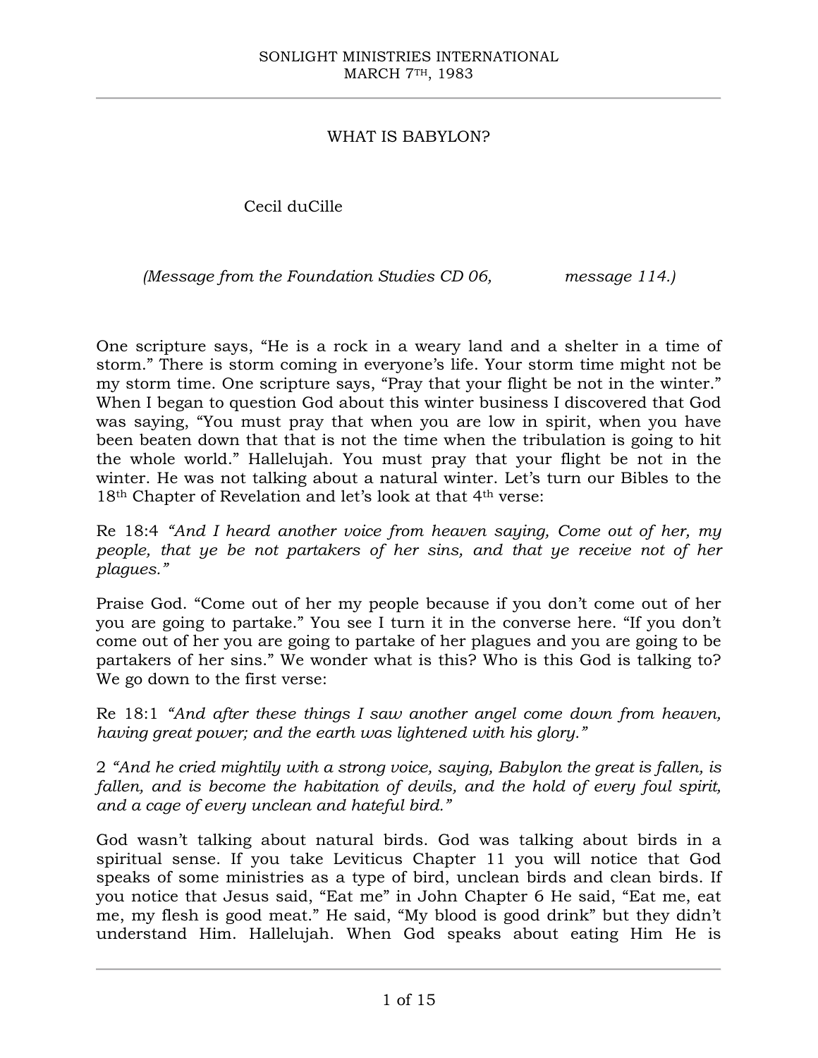# WHAT IS BABYLON?

Cecil duCille

*(Message from the Foundation Studies CD 06, message 114.)*

One scripture says, "He is a rock in a weary land and a shelter in a time of storm." There is storm coming in everyone's life. Your storm time might not be my storm time. One scripture says, "Pray that your flight be not in the winter." When I began to question God about this winter business I discovered that God was saying, "You must pray that when you are low in spirit, when you have been beaten down that that is not the time when the tribulation is going to hit the whole world." Hallelujah. You must pray that your flight be not in the winter. He was not talking about a natural winter. Let's turn our Bibles to the 18th Chapter of Revelation and let's look at that 4th verse:

Re 18:4 *"And I heard another voice from heaven saying, Come out of her, my people, that ye be not partakers of her sins, and that ye receive not of her plagues."*

Praise God. "Come out of her my people because if you don't come out of her you are going to partake." You see I turn it in the converse here. "If you don't come out of her you are going to partake of her plagues and you are going to be partakers of her sins." We wonder what is this? Who is this God is talking to? We go down to the first verse:

Re 18:1 *"And after these things I saw another angel come down from heaven, having great power; and the earth was lightened with his glory."*

2 *"And he cried mightily with a strong voice, saying, Babylon the great is fallen, is fallen, and is become the habitation of devils, and the hold of every foul spirit, and a cage of every unclean and hateful bird."*

God wasn't talking about natural birds. God was talking about birds in a spiritual sense. If you take Leviticus Chapter 11 you will notice that God speaks of some ministries as a type of bird, unclean birds and clean birds. If you notice that Jesus said, "Eat me" in John Chapter 6 He said, "Eat me, eat me, my flesh is good meat." He said, "My blood is good drink" but they didn't understand Him. Hallelujah. When God speaks about eating Him He is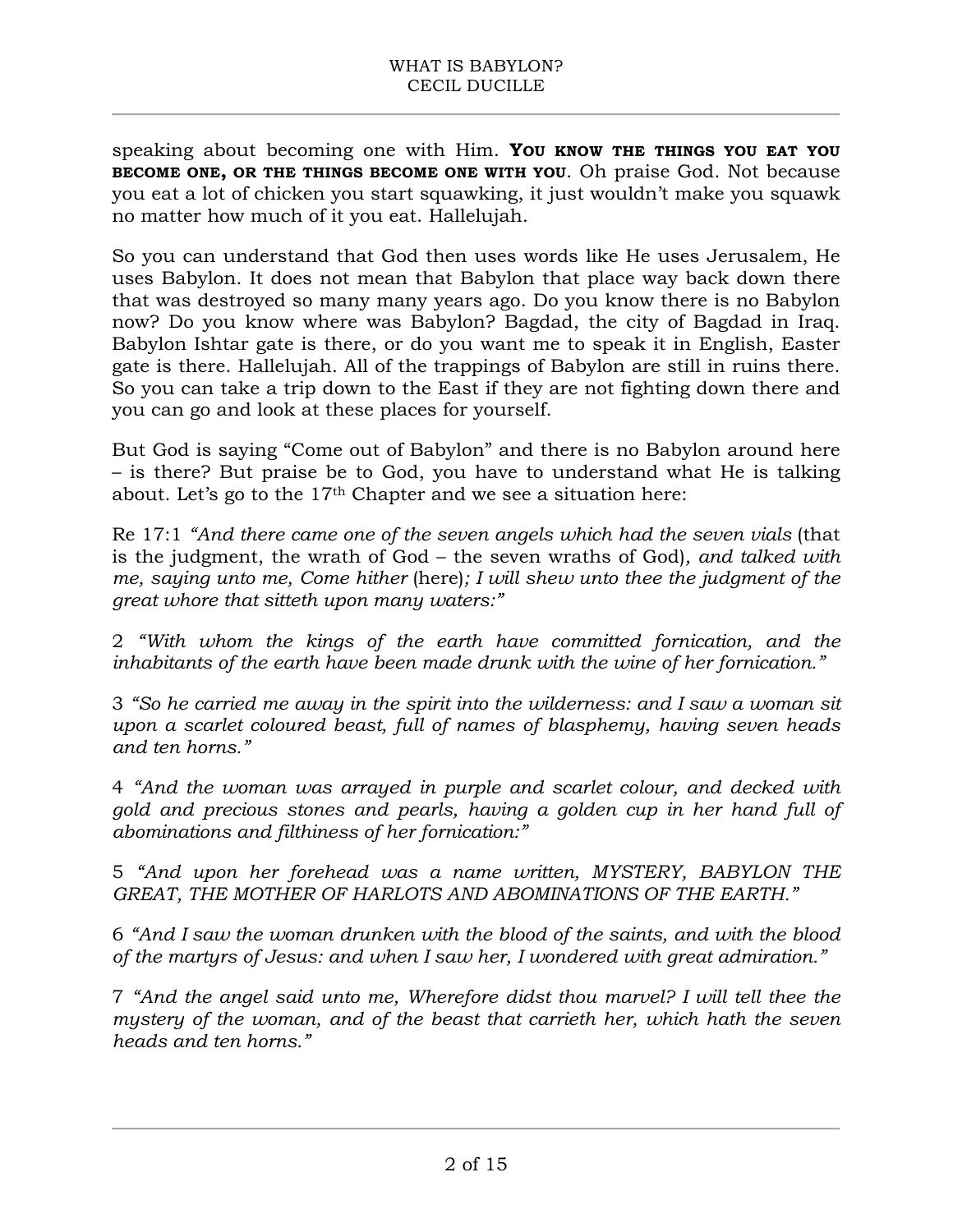speaking about becoming one with Him. **YOU KNOW THE THINGS YOU EAT YOU BECOME ONE, OR THE THINGS BECOME ONE WITH YOU**. Oh praise God. Not because you eat a lot of chicken you start squawking, it just wouldn't make you squawk no matter how much of it you eat. Hallelujah.

So you can understand that God then uses words like He uses Jerusalem, He uses Babylon. It does not mean that Babylon that place way back down there that was destroyed so many many years ago. Do you know there is no Babylon now? Do you know where was Babylon? Bagdad, the city of Bagdad in Iraq. Babylon Ishtar gate is there, or do you want me to speak it in English, Easter gate is there. Hallelujah. All of the trappings of Babylon are still in ruins there. So you can take a trip down to the East if they are not fighting down there and you can go and look at these places for yourself.

But God is saying "Come out of Babylon" and there is no Babylon around here – is there? But praise be to God, you have to understand what He is talking about. Let's go to the 17th Chapter and we see a situation here:

Re 17:1 *"And there came one of the seven angels which had the seven vials* (that is the judgment, the wrath of God – the seven wraths of God), *and talked with me, saying unto me, Come hither* (here)*; I will shew unto thee the judgment of the great whore that sitteth upon many waters:"*

2 *"With whom the kings of the earth have committed fornication, and the inhabitants of the earth have been made drunk with the wine of her fornication."*

3 *"So he carried me away in the spirit into the wilderness: and I saw a woman sit upon a scarlet coloured beast, full of names of blasphemy, having seven heads and ten horns."*

4 *"And the woman was arrayed in purple and scarlet colour, and decked with gold and precious stones and pearls, having a golden cup in her hand full of abominations and filthiness of her fornication:"*

5 *"And upon her forehead was a name written, MYSTERY, BABYLON THE GREAT, THE MOTHER OF HARLOTS AND ABOMINATIONS OF THE EARTH."*

6 *"And I saw the woman drunken with the blood of the saints, and with the blood of the martyrs of Jesus: and when I saw her, I wondered with great admiration."*

7 *"And the angel said unto me, Wherefore didst thou marvel? I will tell thee the mystery of the woman, and of the beast that carrieth her, which hath the seven heads and ten horns."*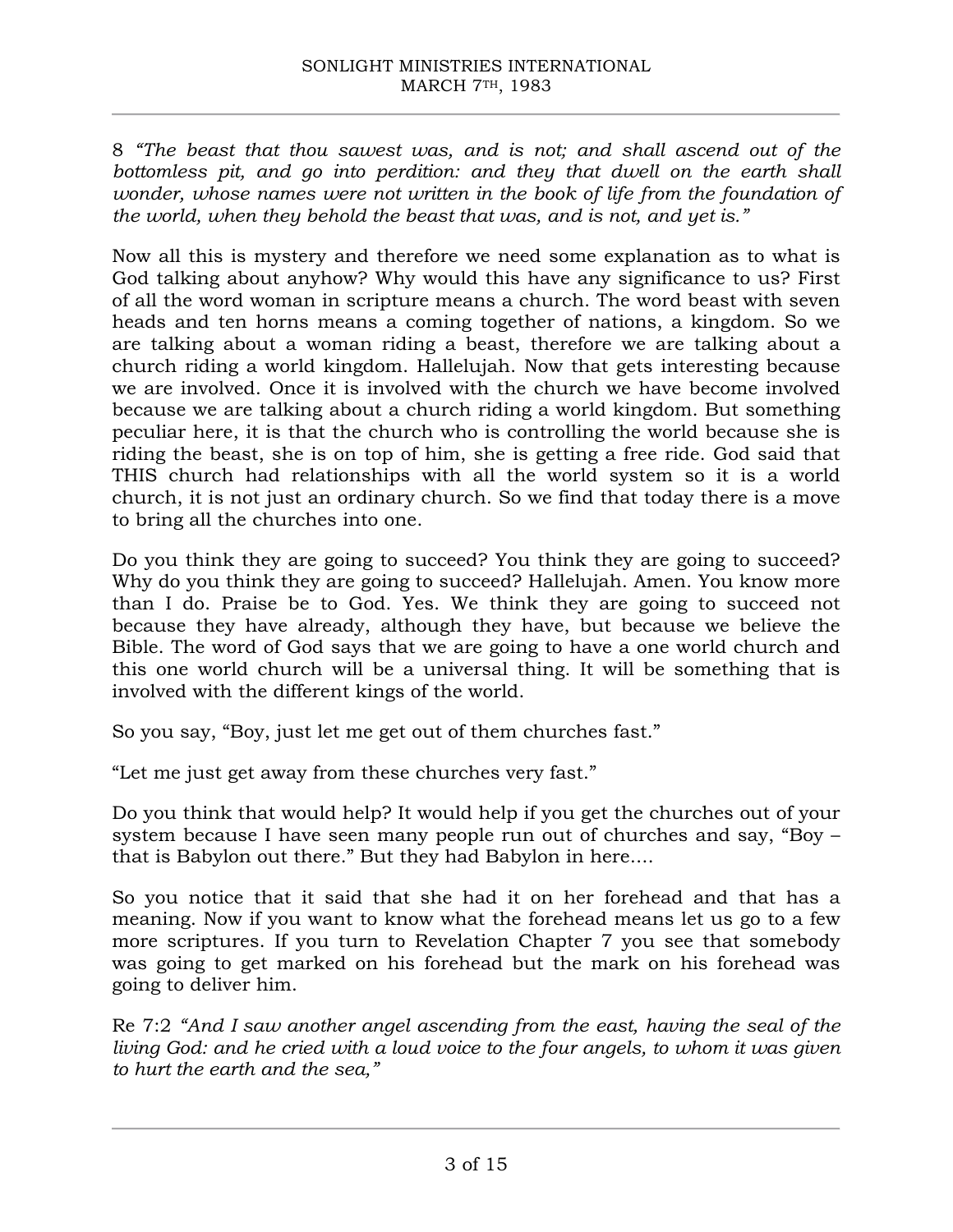8 *"The beast that thou sawest was, and is not; and shall ascend out of the bottomless pit, and go into perdition: and they that dwell on the earth shall wonder, whose names were not written in the book of life from the foundation of the world, when they behold the beast that was, and is not, and yet is."*

Now all this is mystery and therefore we need some explanation as to what is God talking about anyhow? Why would this have any significance to us? First of all the word woman in scripture means a church. The word beast with seven heads and ten horns means a coming together of nations, a kingdom. So we are talking about a woman riding a beast, therefore we are talking about a church riding a world kingdom. Hallelujah. Now that gets interesting because we are involved. Once it is involved with the church we have become involved because we are talking about a church riding a world kingdom. But something peculiar here, it is that the church who is controlling the world because she is riding the beast, she is on top of him, she is getting a free ride. God said that THIS church had relationships with all the world system so it is a world church, it is not just an ordinary church. So we find that today there is a move to bring all the churches into one.

Do you think they are going to succeed? You think they are going to succeed? Why do you think they are going to succeed? Hallelujah. Amen. You know more than I do. Praise be to God. Yes. We think they are going to succeed not because they have already, although they have, but because we believe the Bible. The word of God says that we are going to have a one world church and this one world church will be a universal thing. It will be something that is involved with the different kings of the world.

So you say, "Boy, just let me get out of them churches fast."

"Let me just get away from these churches very fast."

Do you think that would help? It would help if you get the churches out of your system because I have seen many people run out of churches and say, "Boy – that is Babylon out there." But they had Babylon in here....

So you notice that it said that she had it on her forehead and that has a meaning. Now if you want to know what the forehead means let us go to a few more scriptures. If you turn to Revelation Chapter 7 you see that somebody was going to get marked on his forehead but the mark on his forehead was going to deliver him.

Re 7:2 *"And I saw another angel ascending from the east, having the seal of the living God: and he cried with a loud voice to the four angels, to whom it was given to hurt the earth and the sea,"*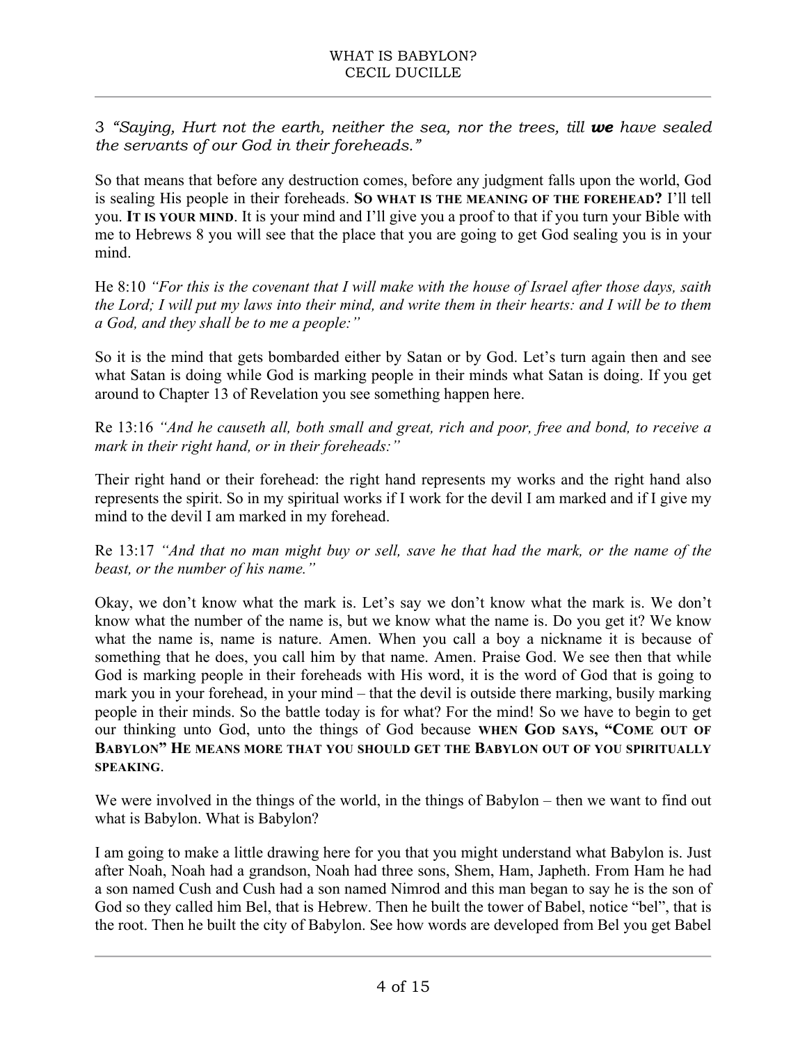3 *"Saying, Hurt not the earth, neither the sea, nor the trees, till* ***we*** *have sealed the servants of our God in their foreheads."*

So that means that before any destruction comes, before any judgment falls upon the world, God is sealing His people in their foreheads. **SO WHAT IS THE MEANING OF THE FOREHEAD?** I'll tell you. **IT IS YOUR MIND**. It is your mind and I'll give you a proof to that if you turn your Bible with me to Hebrews 8 you will see that the place that you are going to get God sealing you is in your mind.

He 8:10 *"For this is the covenant that I will make with the house of Israel after those days, saith the Lord; I will put my laws into their mind, and write them in their hearts: and I will be to them a God, and they shall be to me a people:"*

So it is the mind that gets bombarded either by Satan or by God. Let's turn again then and see what Satan is doing while God is marking people in their minds what Satan is doing. If you get around to Chapter 13 of Revelation you see something happen here.

Re 13:16 *"And he causeth all, both small and great, rich and poor, free and bond, to receive a mark in their right hand, or in their foreheads:"*

Their right hand or their forehead: the right hand represents my works and the right hand also represents the spirit. So in my spiritual works if I work for the devil I am marked and if I give my mind to the devil I am marked in my forehead.

Re 13:17 *"And that no man might buy or sell, save he that had the mark, or the name of the beast, or the number of his name."*

Okay, we don't know what the mark is. Let's say we don't know what the mark is. We don't know what the number of the name is, but we know what the name is. Do you get it? We know what the name is, name is nature. Amen. When you call a boy a nickname it is because of something that he does, you call him by that name. Amen. Praise God. We see then that while God is marking people in their foreheads with His word, it is the word of God that is going to mark you in your forehead, in your mind – that the devil is outside there marking, busily marking people in their minds. So the battle today is for what? For the mind! So we have to begin to get our thinking unto God, unto the things of God because **WHEN GOD SAYS, "COME OUT OF BABYLON" HE MEANS MORE THAT YOU SHOULD GET THE BABYLON OUT OF YOU SPIRITUALLY SPEAKING**.

We were involved in the things of the world, in the things of Babylon – then we want to find out what is Babylon. What is Babylon?

I am going to make a little drawing here for you that you might understand what Babylon is. Just after Noah, Noah had a grandson, Noah had three sons, Shem, Ham, Japheth. From Ham he had a son named Cush and Cush had a son named Nimrod and this man began to say he is the son of God so they called him Bel, that is Hebrew. Then he built the tower of Babel, notice "bel", that is the root. Then he built the city of Babylon. See how words are developed from Bel you get Babel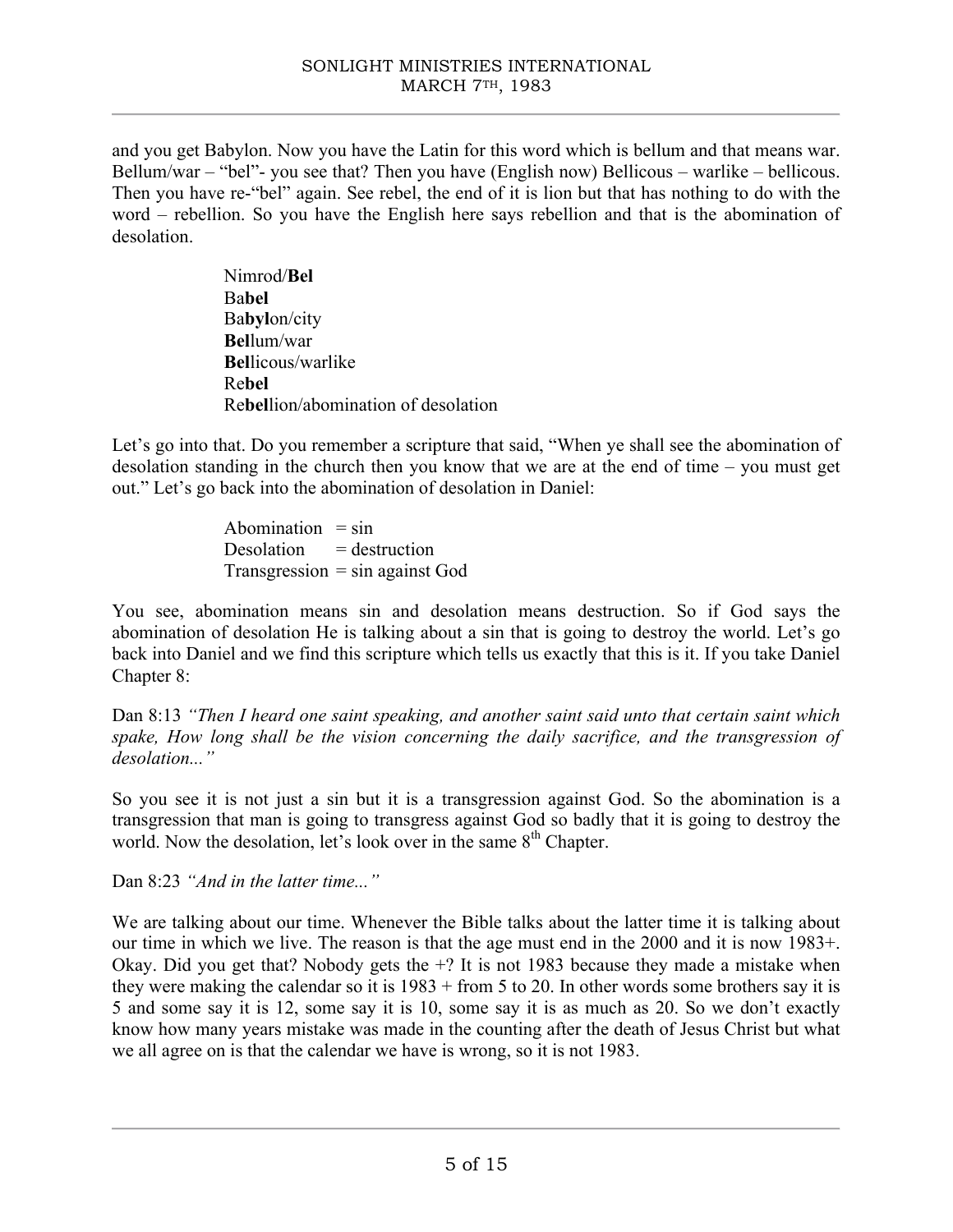and you get Babylon. Now you have the Latin for this word which is bellum and that means war. Bellum/war – "bel"- you see that? Then you have (English now) Bellicous – warlike – bellicous. Then you have re-"bel" again. See rebel, the end of it is lion but that has nothing to do with the word – rebellion. So you have the English here says rebellion and that is the abomination of desolation.

Nimrod/**Bel**
Ba**bel**
Ba**byl**on/city
**Bel**lum/war
**Bel**licous/warlike
Re**bel**
Re**bel**lion/abomination of desolation

Let's go into that. Do you remember a scripture that said, "When ye shall see the abomination of desolation standing in the church then you know that we are at the end of time – you must get out." Let's go back into the abomination of desolation in Daniel:

Abomination = sin
Desolation = destruction
Transgression = sin against God

You see, abomination means sin and desolation means destruction. So if God says the abomination of desolation He is talking about a sin that is going to destroy the world. Let's go back into Daniel and we find this scripture which tells us exactly that this is it. If you take Daniel Chapter 8:

Dan 8:13 *"Then I heard one saint speaking, and another saint said unto that certain saint which spake, How long shall be the vision concerning the daily sacrifice, and the transgression of desolation..."*

So you see it is not just a sin but it is a transgression against God. So the abomination is a transgression that man is going to transgress against God so badly that it is going to destroy the world. Now the desolation, let's look over in the same 8th Chapter.

Dan 8:23 *"And in the latter time..."*

We are talking about our time. Whenever the Bible talks about the latter time it is talking about our time in which we live. The reason is that the age must end in the 2000 and it is now 1983+. Okay. Did you get that? Nobody gets the +? It is not 1983 because they made a mistake when they were making the calendar so it is 1983 + from 5 to 20. In other words some brothers say it is 5 and some say it is 12, some say it is 10, some say it is as much as 20. So we don't exactly know how many years mistake was made in the counting after the death of Jesus Christ but what we all agree on is that the calendar we have is wrong, so it is not 1983.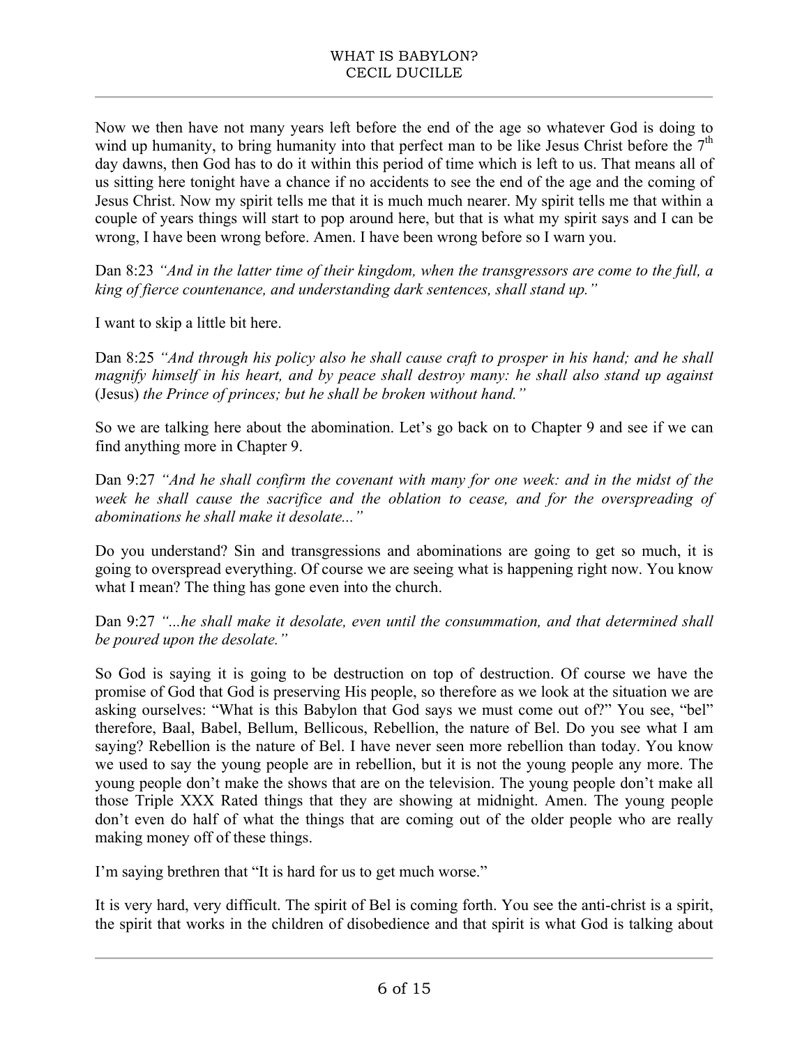Now we then have not many years left before the end of the age so whatever God is doing to wind up humanity, to bring humanity into that perfect man to be like Jesus Christ before the 7th day dawns, then God has to do it within this period of time which is left to us. That means all of us sitting here tonight have a chance if no accidents to see the end of the age and the coming of Jesus Christ. Now my spirit tells me that it is much much nearer. My spirit tells me that within a couple of years things will start to pop around here, but that is what my spirit says and I can be wrong, I have been wrong before. Amen. I have been wrong before so I warn you.

Dan 8:23 *"And in the latter time of their kingdom, when the transgressors are come to the full, a king of fierce countenance, and understanding dark sentences, shall stand up."*

I want to skip a little bit here.

Dan 8:25 *"And through his policy also he shall cause craft to prosper in his hand; and he shall magnify himself in his heart, and by peace shall destroy many: he shall also stand up against* (Jesus) *the Prince of princes; but he shall be broken without hand."*

So we are talking here about the abomination. Let's go back on to Chapter 9 and see if we can find anything more in Chapter 9.

Dan 9:27 *"And he shall confirm the covenant with many for one week: and in the midst of the week he shall cause the sacrifice and the oblation to cease, and for the overspreading of abominations he shall make it desolate..."*

Do you understand? Sin and transgressions and abominations are going to get so much, it is going to overspread everything. Of course we are seeing what is happening right now. You know what I mean? The thing has gone even into the church.

Dan 9:27 *"...he shall make it desolate, even until the consummation, and that determined shall be poured upon the desolate."*

So God is saying it is going to be destruction on top of destruction. Of course we have the promise of God that God is preserving His people, so therefore as we look at the situation we are asking ourselves: "What is this Babylon that God says we must come out of?" You see, "bel" therefore, Baal, Babel, Bellum, Bellicous, Rebellion, the nature of Bel. Do you see what I am saying? Rebellion is the nature of Bel. I have never seen more rebellion than today. You know we used to say the young people are in rebellion, but it is not the young people any more. The young people don't make the shows that are on the television. The young people don't make all those Triple XXX Rated things that they are showing at midnight. Amen. The young people don't even do half of what the things that are coming out of the older people who are really making money off of these things.

I'm saying brethren that "It is hard for us to get much worse."

It is very hard, very difficult. The spirit of Bel is coming forth. You see the anti-christ is a spirit, the spirit that works in the children of disobedience and that spirit is what God is talking about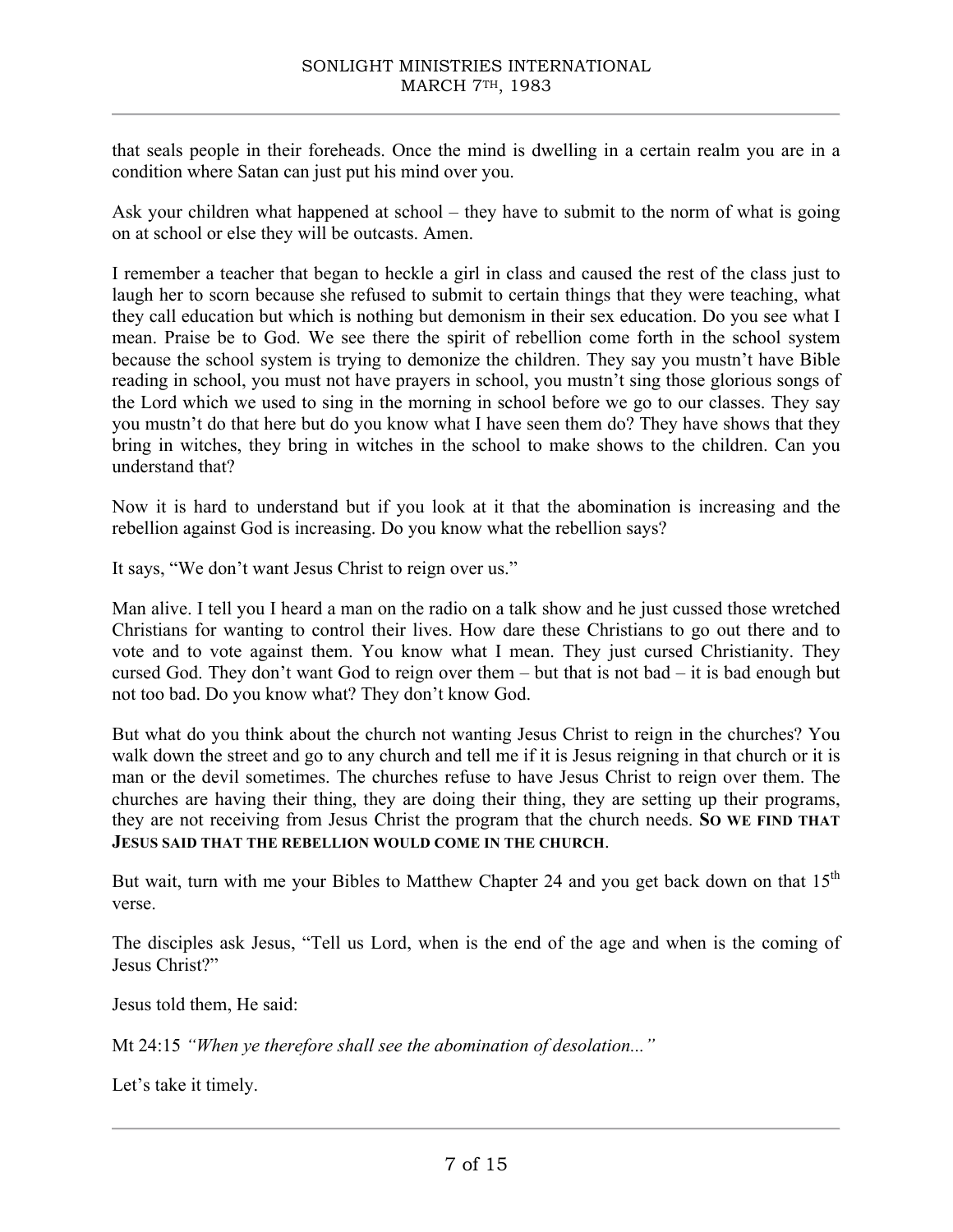that seals people in their foreheads. Once the mind is dwelling in a certain realm you are in a condition where Satan can just put his mind over you.

Ask your children what happened at school – they have to submit to the norm of what is going on at school or else they will be outcasts. Amen.

I remember a teacher that began to heckle a girl in class and caused the rest of the class just to laugh her to scorn because she refused to submit to certain things that they were teaching, what they call education but which is nothing but demonism in their sex education. Do you see what I mean. Praise be to God. We see there the spirit of rebellion come forth in the school system because the school system is trying to demonize the children. They say you mustn't have Bible reading in school, you must not have prayers in school, you mustn't sing those glorious songs of the Lord which we used to sing in the morning in school before we go to our classes. They say you mustn't do that here but do you know what I have seen them do? They have shows that they bring in witches, they bring in witches in the school to make shows to the children. Can you understand that?

Now it is hard to understand but if you look at it that the abomination is increasing and the rebellion against God is increasing. Do you know what the rebellion says?

It says, "We don't want Jesus Christ to reign over us."

Man alive. I tell you I heard a man on the radio on a talk show and he just cussed those wretched Christians for wanting to control their lives. How dare these Christians to go out there and to vote and to vote against them. You know what I mean. They just cursed Christianity. They cursed God. They don't want God to reign over them – but that is not bad – it is bad enough but not too bad. Do you know what? They don't know God.

But what do you think about the church not wanting Jesus Christ to reign in the churches? You walk down the street and go to any church and tell me if it is Jesus reigning in that church or it is man or the devil sometimes. The churches refuse to have Jesus Christ to reign over them. The churches are having their thing, they are doing their thing, they are setting up their programs, they are not receiving from Jesus Christ the program that the church needs. **SO WE FIND THAT JESUS SAID THAT THE REBELLION WOULD COME IN THE CHURCH**.

But wait, turn with me your Bibles to Matthew Chapter 24 and you get back down on that 15th verse.

The disciples ask Jesus, "Tell us Lord, when is the end of the age and when is the coming of Jesus Christ?"

Jesus told them, He said:

Mt 24:15 *"When ye therefore shall see the abomination of desolation..."*

Let's take it timely.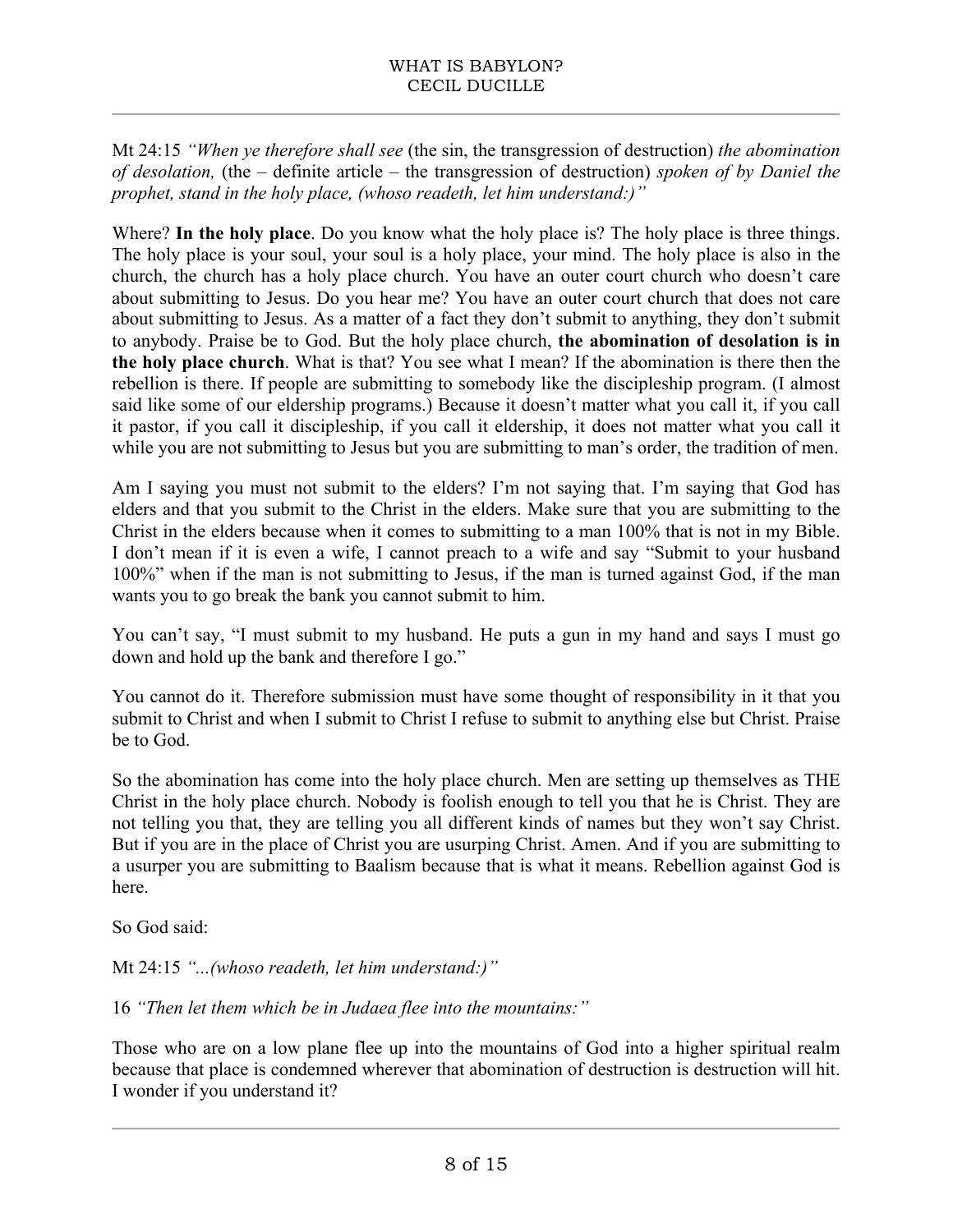Mt 24:15 *"When ye therefore shall see* (the sin, the transgression of destruction) *the abomination of desolation,* (the – definite article – the transgression of destruction) *spoken of by Daniel the prophet, stand in the holy place, (whoso readeth, let him understand:)"*

Where? **In the holy place**. Do you know what the holy place is? The holy place is three things. The holy place is your soul, your soul is a holy place, your mind. The holy place is also in the church, the church has a holy place church. You have an outer court church who doesn't care about submitting to Jesus. Do you hear me? You have an outer court church that does not care about submitting to Jesus. As a matter of a fact they don't submit to anything, they don't submit to anybody. Praise be to God. But the holy place church, **the abomination of desolation is in the holy place church**. What is that? You see what I mean? If the abomination is there then the rebellion is there. If people are submitting to somebody like the discipleship program. (I almost said like some of our eldership programs.) Because it doesn't matter what you call it, if you call it pastor, if you call it discipleship, if you call it eldership, it does not matter what you call it while you are not submitting to Jesus but you are submitting to man's order, the tradition of men.

Am I saying you must not submit to the elders? I'm not saying that. I'm saying that God has elders and that you submit to the Christ in the elders. Make sure that you are submitting to the Christ in the elders because when it comes to submitting to a man 100% that is not in my Bible. I don't mean if it is even a wife, I cannot preach to a wife and say "Submit to your husband 100%" when if the man is not submitting to Jesus, if the man is turned against God, if the man wants you to go break the bank you cannot submit to him.

You can't say, "I must submit to my husband. He puts a gun in my hand and says I must go down and hold up the bank and therefore I go."

You cannot do it. Therefore submission must have some thought of responsibility in it that you submit to Christ and when I submit to Christ I refuse to submit to anything else but Christ. Praise be to God.

So the abomination has come into the holy place church. Men are setting up themselves as THE Christ in the holy place church. Nobody is foolish enough to tell you that he is Christ. They are not telling you that, they are telling you all different kinds of names but they won't say Christ. But if you are in the place of Christ you are usurping Christ. Amen. And if you are submitting to a usurper you are submitting to Baalism because that is what it means. Rebellion against God is here.

So God said:

Mt 24:15 *"...(whoso readeth, let him understand:)"*

16 *"Then let them which be in Judaea flee into the mountains:"*

Those who are on a low plane flee up into the mountains of God into a higher spiritual realm because that place is condemned wherever that abomination of destruction is destruction will hit. I wonder if you understand it?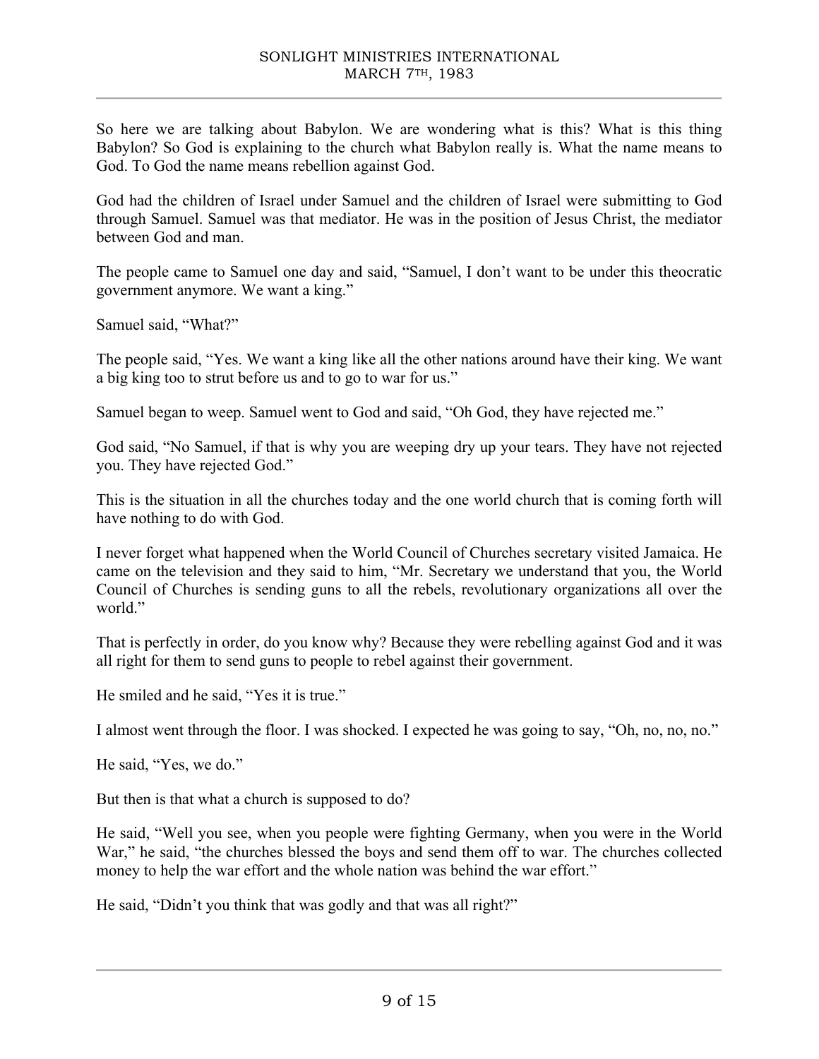So here we are talking about Babylon. We are wondering what is this? What is this thing Babylon? So God is explaining to the church what Babylon really is. What the name means to God. To God the name means rebellion against God.

God had the children of Israel under Samuel and the children of Israel were submitting to God through Samuel. Samuel was that mediator. He was in the position of Jesus Christ, the mediator between God and man.

The people came to Samuel one day and said, "Samuel, I don't want to be under this theocratic government anymore. We want a king."

Samuel said, "What?"

The people said, "Yes. We want a king like all the other nations around have their king. We want a big king too to strut before us and to go to war for us."

Samuel began to weep. Samuel went to God and said, "Oh God, they have rejected me."

God said, "No Samuel, if that is why you are weeping dry up your tears. They have not rejected you. They have rejected God."

This is the situation in all the churches today and the one world church that is coming forth will have nothing to do with God.

I never forget what happened when the World Council of Churches secretary visited Jamaica. He came on the television and they said to him, "Mr. Secretary we understand that you, the World Council of Churches is sending guns to all the rebels, revolutionary organizations all over the world."

That is perfectly in order, do you know why? Because they were rebelling against God and it was all right for them to send guns to people to rebel against their government.

He smiled and he said, "Yes it is true."

I almost went through the floor. I was shocked. I expected he was going to say, "Oh, no, no, no."

He said, "Yes, we do."

But then is that what a church is supposed to do?

He said, "Well you see, when you people were fighting Germany, when you were in the World War," he said, "the churches blessed the boys and send them off to war. The churches collected money to help the war effort and the whole nation was behind the war effort."

He said, "Didn't you think that was godly and that was all right?"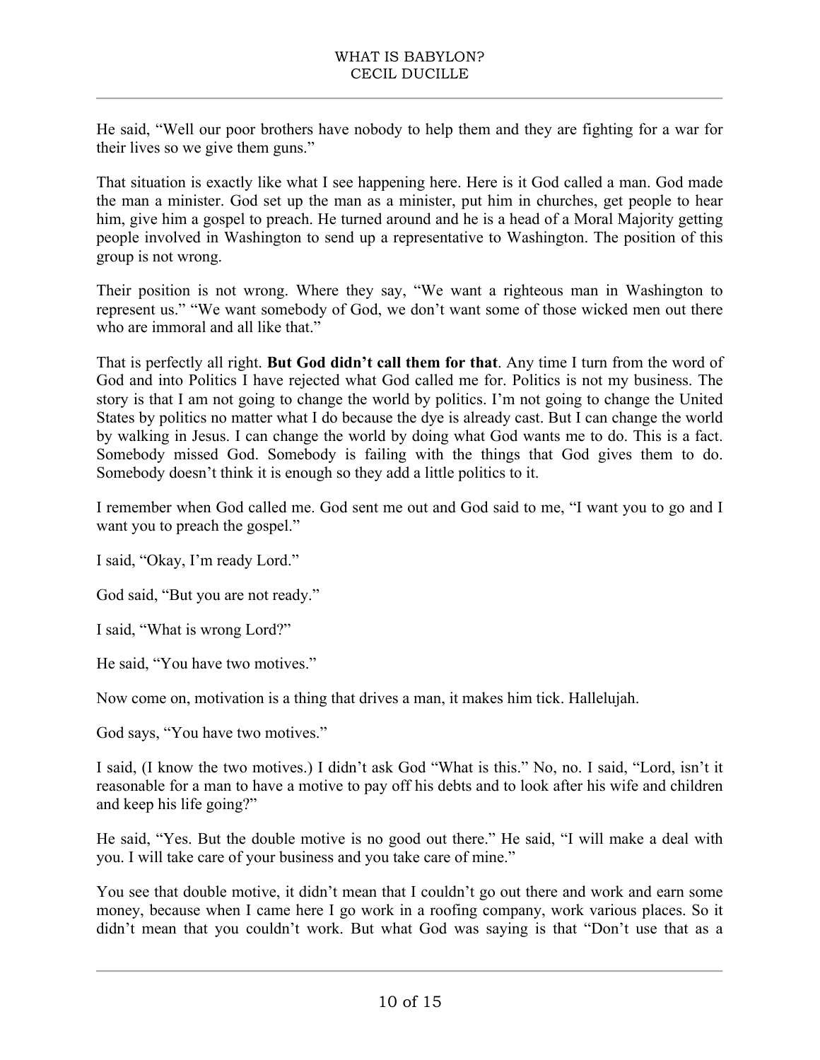He said, “Well our poor brothers have nobody to help them and they are fighting for a war for their lives so we give them guns.”

That situation is exactly like what I see happening here. Here is it God called a man. God made the man a minister. God set up the man as a minister, put him in churches, get people to hear him, give him a gospel to preach. He turned around and he is a head of a Moral Majority getting people involved in Washington to send up a representative to Washington. The position of this group is not wrong.

Their position is not wrong. Where they say, “We want a righteous man in Washington to represent us.” “We want somebody of God, we don’t want some of those wicked men out there who are immoral and all like that.”

That is perfectly all right. **But God didn’t call them for that**. Any time I turn from the word of God and into Politics I have rejected what God called me for. Politics is not my business. The story is that I am not going to change the world by politics. I’m not going to change the United States by politics no matter what I do because the dye is already cast. But I can change the world by walking in Jesus. I can change the world by doing what God wants me to do. This is a fact. Somebody missed God. Somebody is failing with the things that God gives them to do. Somebody doesn’t think it is enough so they add a little politics to it.

I remember when God called me. God sent me out and God said to me, “I want you to go and I want you to preach the gospel.”

I said, “Okay, I’m ready Lord.”

God said, “But you are not ready.”

I said, “What is wrong Lord?”

He said, “You have two motives.”

Now come on, motivation is a thing that drives a man, it makes him tick. Hallelujah.

God says, “You have two motives.”

I said, (I know the two motives.) I didn’t ask God “What is this.” No, no. I said, “Lord, isn’t it reasonable for a man to have a motive to pay off his debts and to look after his wife and children and keep his life going?”

He said, “Yes. But the double motive is no good out there.” He said, “I will make a deal with you. I will take care of your business and you take care of mine.”

You see that double motive, it didn’t mean that I couldn’t go out there and work and earn some money, because when I came here I go work in a roofing company, work various places. So it didn’t mean that you couldn’t work. But what God was saying is that “Don’t use that as a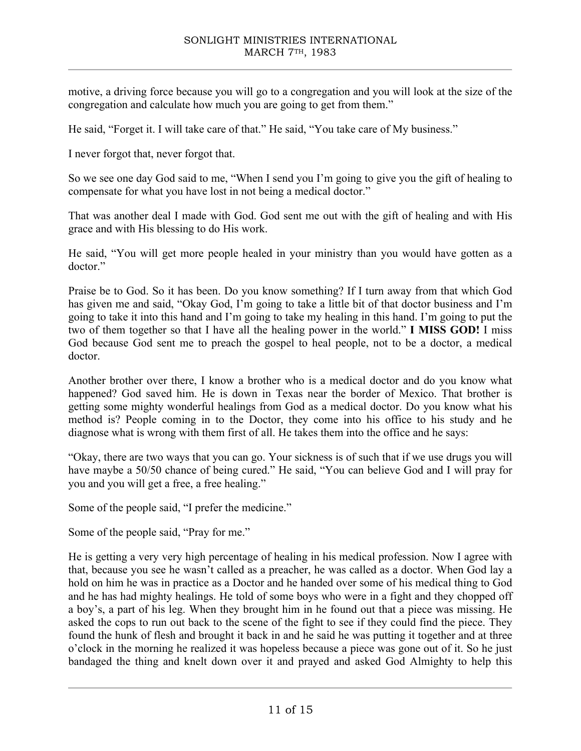motive, a driving force because you will go to a congregation and you will look at the size of the congregation and calculate how much you are going to get from them."

He said, "Forget it. I will take care of that." He said, "You take care of My business."

I never forgot that, never forgot that.

So we see one day God said to me, "When I send you I'm going to give you the gift of healing to compensate for what you have lost in not being a medical doctor."

That was another deal I made with God. God sent me out with the gift of healing and with His grace and with His blessing to do His work.

He said, "You will get more people healed in your ministry than you would have gotten as a doctor."

Praise be to God. So it has been. Do you know something? If I turn away from that which God has given me and said, "Okay God, I'm going to take a little bit of that doctor business and I'm going to take it into this hand and I'm going to take my healing in this hand. I'm going to put the two of them together so that I have all the healing power in the world." **I MISS GOD!** I miss God because God sent me to preach the gospel to heal people, not to be a doctor, a medical doctor.

Another brother over there, I know a brother who is a medical doctor and do you know what happened? God saved him. He is down in Texas near the border of Mexico. That brother is getting some mighty wonderful healings from God as a medical doctor. Do you know what his method is? People coming in to the Doctor, they come into his office to his study and he diagnose what is wrong with them first of all. He takes them into the office and he says:

"Okay, there are two ways that you can go. Your sickness is of such that if we use drugs you will have maybe a 50/50 chance of being cured." He said, "You can believe God and I will pray for you and you will get a free, a free healing."

Some of the people said, "I prefer the medicine."

Some of the people said, "Pray for me."

He is getting a very very high percentage of healing in his medical profession. Now I agree with that, because you see he wasn't called as a preacher, he was called as a doctor. When God lay a hold on him he was in practice as a Doctor and he handed over some of his medical thing to God and he has had mighty healings. He told of some boys who were in a fight and they chopped off a boy's, a part of his leg. When they brought him in he found out that a piece was missing. He asked the cops to run out back to the scene of the fight to see if they could find the piece. They found the hunk of flesh and brought it back in and he said he was putting it together and at three o'clock in the morning he realized it was hopeless because a piece was gone out of it. So he just bandaged the thing and knelt down over it and prayed and asked God Almighty to help this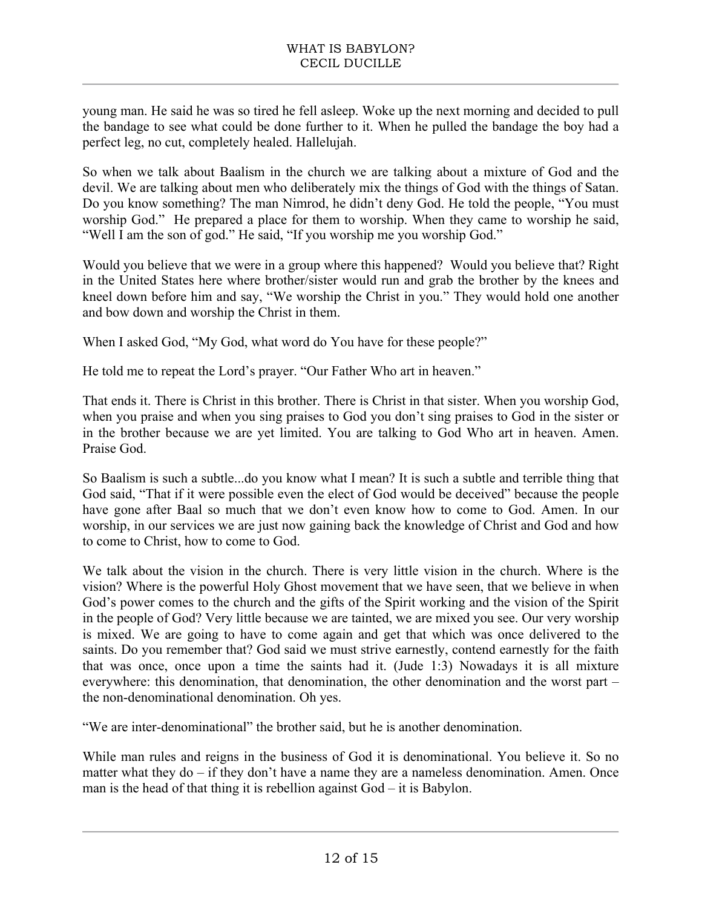young man. He said he was so tired he fell asleep. Woke up the next morning and decided to pull the bandage to see what could be done further to it. When he pulled the bandage the boy had a perfect leg, no cut, completely healed. Hallelujah.

So when we talk about Baalism in the church we are talking about a mixture of God and the devil. We are talking about men who deliberately mix the things of God with the things of Satan. Do you know something? The man Nimrod, he didn't deny God. He told the people, "You must worship God." He prepared a place for them to worship. When they came to worship he said, "Well I am the son of god." He said, "If you worship me you worship God."

Would you believe that we were in a group where this happened? Would you believe that? Right in the United States here where brother/sister would run and grab the brother by the knees and kneel down before him and say, "We worship the Christ in you." They would hold one another and bow down and worship the Christ in them.

When I asked God, "My God, what word do You have for these people?"

He told me to repeat the Lord's prayer. "Our Father Who art in heaven."

That ends it. There is Christ in this brother. There is Christ in that sister. When you worship God, when you praise and when you sing praises to God you don't sing praises to God in the sister or in the brother because we are yet limited. You are talking to God Who art in heaven. Amen. Praise God.

So Baalism is such a subtle...do you know what I mean? It is such a subtle and terrible thing that God said, "That if it were possible even the elect of God would be deceived" because the people have gone after Baal so much that we don't even know how to come to God. Amen. In our worship, in our services we are just now gaining back the knowledge of Christ and God and how to come to Christ, how to come to God.

We talk about the vision in the church. There is very little vision in the church. Where is the vision? Where is the powerful Holy Ghost movement that we have seen, that we believe in when God's power comes to the church and the gifts of the Spirit working and the vision of the Spirit in the people of God? Very little because we are tainted, we are mixed you see. Our very worship is mixed. We are going to have to come again and get that which was once delivered to the saints. Do you remember that? God said we must strive earnestly, contend earnestly for the faith that was once, once upon a time the saints had it. (Jude 1:3) Nowadays it is all mixture everywhere: this denomination, that denomination, the other denomination and the worst part – the non-denominational denomination. Oh yes.

"We are inter-denominational" the brother said, but he is another denomination.

While man rules and reigns in the business of God it is denominational. You believe it. So no matter what they do – if they don't have a name they are a nameless denomination. Amen. Once man is the head of that thing it is rebellion against God – it is Babylon.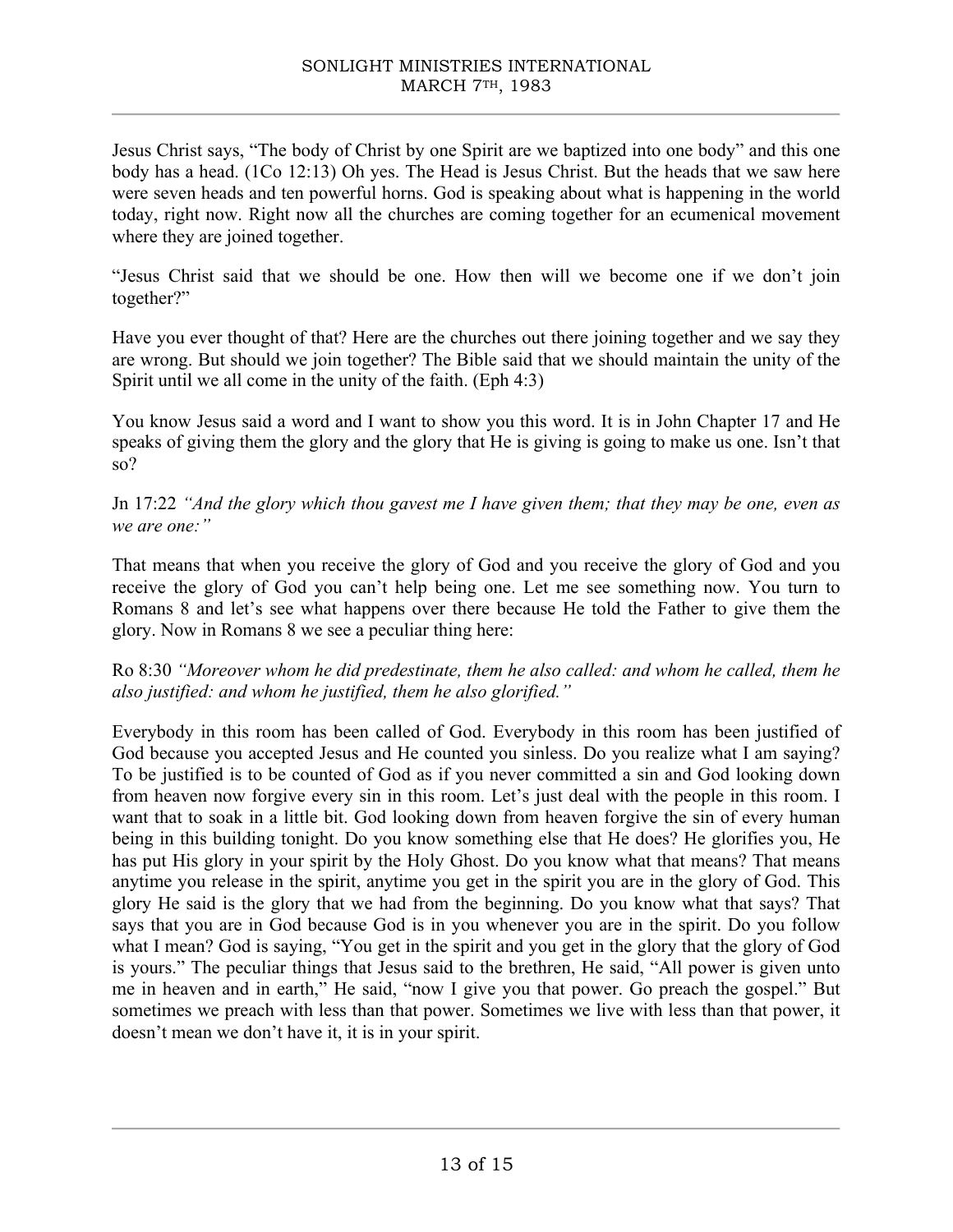Jesus Christ says, "The body of Christ by one Spirit are we baptized into one body" and this one body has a head. (1Co 12:13) Oh yes. The Head is Jesus Christ. But the heads that we saw here were seven heads and ten powerful horns. God is speaking about what is happening in the world today, right now. Right now all the churches are coming together for an ecumenical movement where they are joined together.

"Jesus Christ said that we should be one. How then will we become one if we don't join together?"

Have you ever thought of that? Here are the churches out there joining together and we say they are wrong. But should we join together? The Bible said that we should maintain the unity of the Spirit until we all come in the unity of the faith. (Eph 4:3)

You know Jesus said a word and I want to show you this word. It is in John Chapter 17 and He speaks of giving them the glory and the glory that He is giving is going to make us one. Isn't that so?

Jn 17:22 *"And the glory which thou gavest me I have given them; that they may be one, even as we are one:"*

That means that when you receive the glory of God and you receive the glory of God and you receive the glory of God you can't help being one. Let me see something now. You turn to Romans 8 and let's see what happens over there because He told the Father to give them the glory. Now in Romans 8 we see a peculiar thing here:

Ro 8:30 *"Moreover whom he did predestinate, them he also called: and whom he called, them he also justified: and whom he justified, them he also glorified."*

Everybody in this room has been called of God. Everybody in this room has been justified of God because you accepted Jesus and He counted you sinless. Do you realize what I am saying? To be justified is to be counted of God as if you never committed a sin and God looking down from heaven now forgive every sin in this room. Let's just deal with the people in this room. I want that to soak in a little bit. God looking down from heaven forgive the sin of every human being in this building tonight. Do you know something else that He does? He glorifies you, He has put His glory in your spirit by the Holy Ghost. Do you know what that means? That means anytime you release in the spirit, anytime you get in the spirit you are in the glory of God. This glory He said is the glory that we had from the beginning. Do you know what that says? That says that you are in God because God is in you whenever you are in the spirit. Do you follow what I mean? God is saying, "You get in the spirit and you get in the glory that the glory of God is yours." The peculiar things that Jesus said to the brethren, He said, "All power is given unto me in heaven and in earth," He said, "now I give you that power. Go preach the gospel." But sometimes we preach with less than that power. Sometimes we live with less than that power, it doesn't mean we don't have it, it is in your spirit.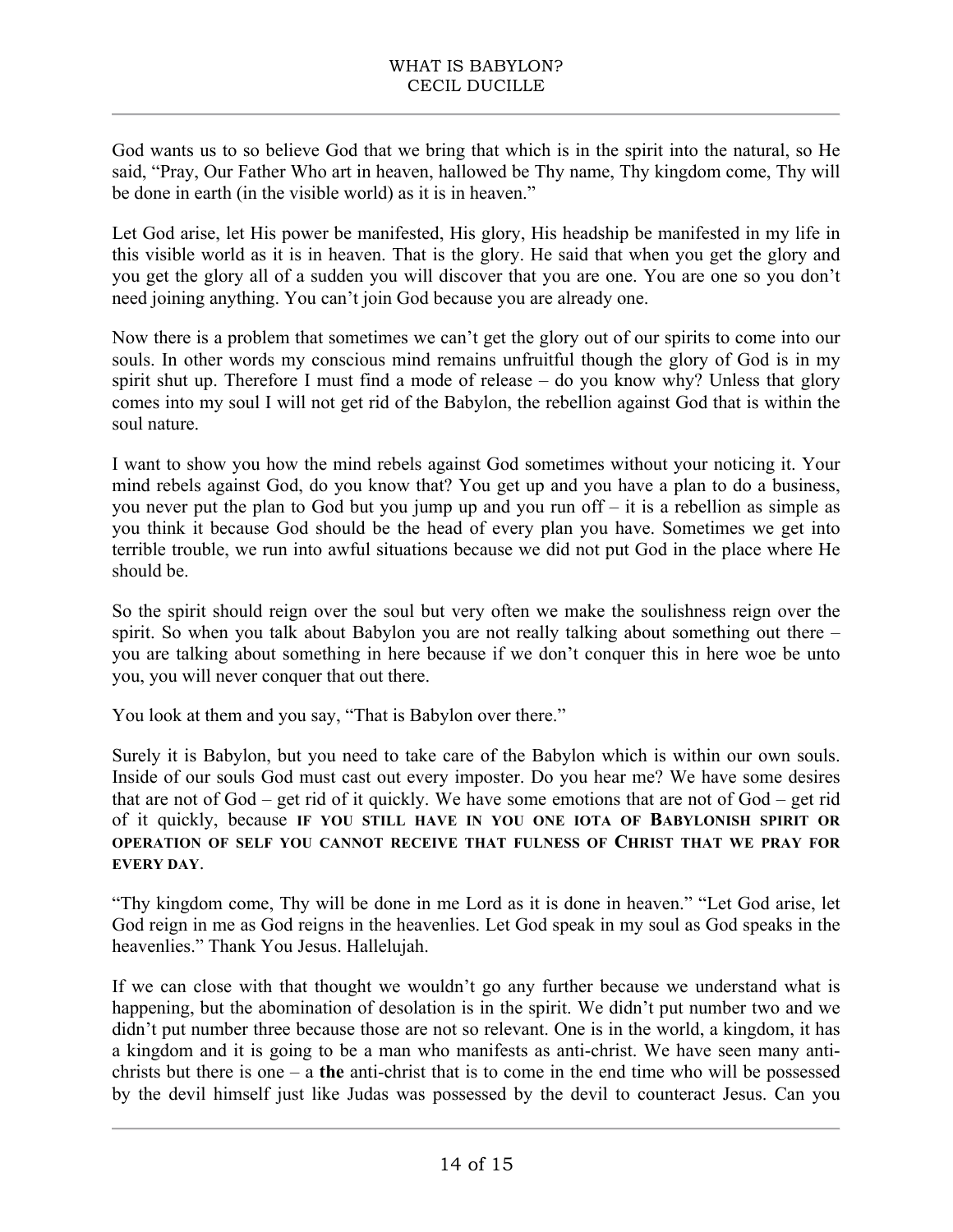God wants us to so believe God that we bring that which is in the spirit into the natural, so He said, "Pray, Our Father Who art in heaven, hallowed be Thy name, Thy kingdom come, Thy will be done in earth (in the visible world) as it is in heaven."

Let God arise, let His power be manifested, His glory, His headship be manifested in my life in this visible world as it is in heaven. That is the glory. He said that when you get the glory and you get the glory all of a sudden you will discover that you are one. You are one so you don't need joining anything. You can't join God because you are already one.

Now there is a problem that sometimes we can't get the glory out of our spirits to come into our souls. In other words my conscious mind remains unfruitful though the glory of God is in my spirit shut up. Therefore I must find a mode of release – do you know why? Unless that glory comes into my soul I will not get rid of the Babylon, the rebellion against God that is within the soul nature.

I want to show you how the mind rebels against God sometimes without your noticing it. Your mind rebels against God, do you know that? You get up and you have a plan to do a business, you never put the plan to God but you jump up and you run off – it is a rebellion as simple as you think it because God should be the head of every plan you have. Sometimes we get into terrible trouble, we run into awful situations because we did not put God in the place where He should be.

So the spirit should reign over the soul but very often we make the soulishness reign over the spirit. So when you talk about Babylon you are not really talking about something out there – you are talking about something in here because if we don't conquer this in here woe be unto you, you will never conquer that out there.

You look at them and you say, "That is Babylon over there."

Surely it is Babylon, but you need to take care of the Babylon which is within our own souls. Inside of our souls God must cast out every imposter. Do you hear me? We have some desires that are not of God – get rid of it quickly. We have some emotions that are not of God – get rid of it quickly, because **IF YOU STILL HAVE IN YOU ONE IOTA OF BABYLONISH SPIRIT OR OPERATION OF SELF YOU CANNOT RECEIVE THAT FULNESS OF CHRIST THAT WE PRAY FOR EVERY DAY.**

"Thy kingdom come, Thy will be done in me Lord as it is done in heaven." "Let God arise, let God reign in me as God reigns in the heavenlies. Let God speak in my soul as God speaks in the heavenlies." Thank You Jesus. Hallelujah.

If we can close with that thought we wouldn't go any further because we understand what is happening, but the abomination of desolation is in the spirit. We didn't put number two and we didn't put number three because those are not so relevant. One is in the world, a kingdom, it has a kingdom and it is going to be a man who manifests as anti-christ. We have seen many anti-christs but there is one – a **the** anti-christ that is to come in the end time who will be possessed by the devil himself just like Judas was possessed by the devil to counteract Jesus. Can you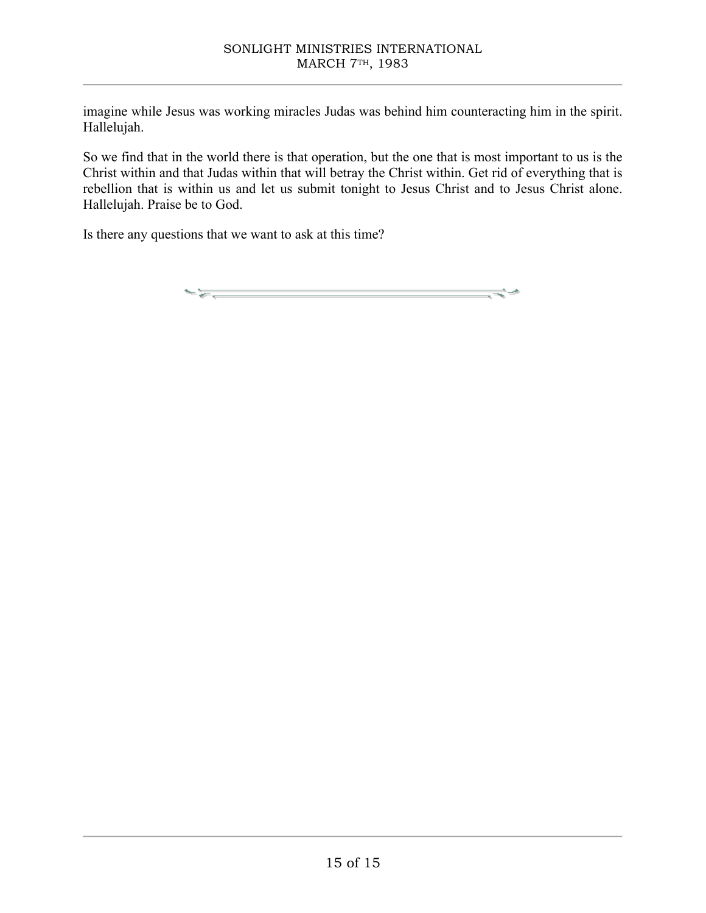imagine while Jesus was working miracles Judas was behind him counteracting him in the spirit. Hallelujah.

So we find that in the world there is that operation, but the one that is most important to us is the Christ within and that Judas within that will betray the Christ within. Get rid of everything that is rebellion that is within us and let us submit tonight to Jesus Christ and to Jesus Christ alone. Hallelujah. Praise be to God.

Is there any questions that we want to ask at this time?